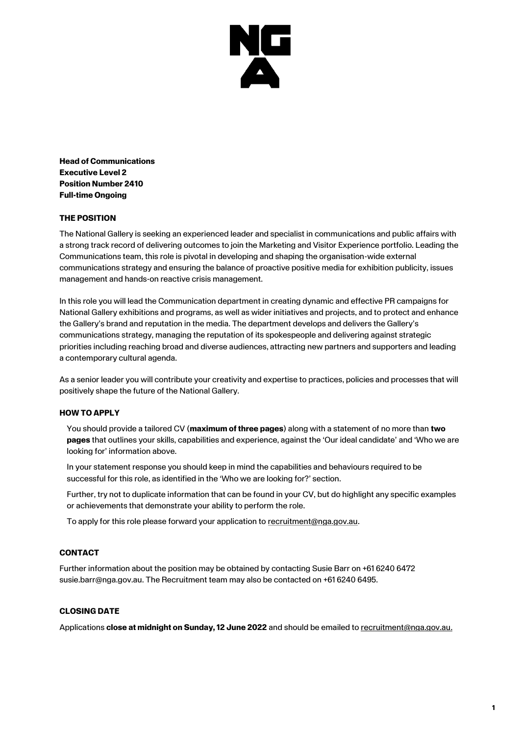**Head of Communications**
**Executive Level 2**
**Position Number 2410**
**Full-time Ongoing**

## THE POSITION

The National Gallery is seeking an experienced leader and specialist in communications and public affairs with a strong track record of delivering outcomes to join the Marketing and Visitor Experience portfolio. Leading the Communications team, this role is pivotal in developing and shaping the organisation-wide external communications strategy and ensuring the balance of proactive positive media for exhibition publicity, issues management and hands-on reactive crisis management.

In this role you will lead the Communication department in creating dynamic and effective PR campaigns for National Gallery exhibitions and programs, as well as wider initiatives and projects, and to protect and enhance the Gallery's brand and reputation in the media. The department develops and delivers the Gallery's communications strategy, managing the reputation of its spokespeople and delivering against strategic priorities including reaching broad and diverse audiences, attracting new partners and supporters and leading a contemporary cultural agenda.

As a senior leader you will contribute your creativity and expertise to practices, policies and processes that will positively shape the future of the National Gallery.

## HOW TO APPLY

You should provide a tailored CV (**maximum of three pages**) along with a statement of no more than **two pages** that outlines your skills, capabilities and experience, against the 'Our ideal candidate' and 'Who we are looking for' information above.

In your statement response you should keep in mind the capabilities and behaviours required to be successful for this role, as identified in the 'Who we are looking for?' section.

Further, try not to duplicate information that can be found in your CV, but do highlight any specific examples or achievements that demonstrate your ability to perform the role.

To apply for this role please forward your application to recruitment@nga.gov.au.

## CONTACT

Further information about the position may be obtained by contacting Susie Barr on +61 6240 6472 susie.barr@nga.gov.au. The Recruitment team may also be contacted on +61 6240 6495.

## CLOSING DATE

Applications **close at midnight on Sunday, 12 June 2022** and should be emailed to recruitment@nga.gov.au.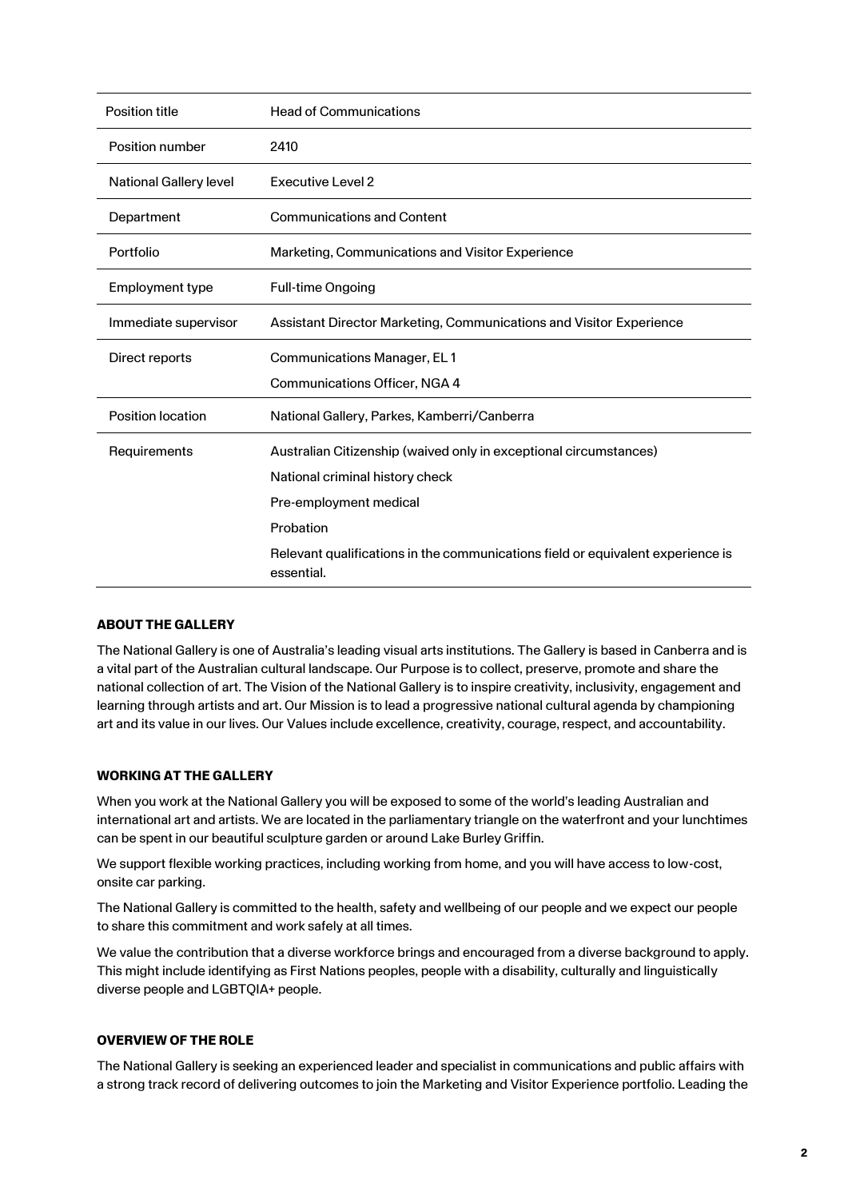| Position title | Head of Communications |
| --- | --- |
| Position number | 2410 |
| National Gallery level | Executive Level 2 |
| Department | Communications and Content |
| Portfolio | Marketing, Communications and Visitor Experience |
| Employment type | Full-time Ongoing |
| Immediate supervisor | Assistant Director Marketing, Communications and Visitor Experience |
| Direct reports | Communications Manager, EL 1<br>Communications Officer, NGA 4 |
| Position location | National Gallery, Parkes, Kamberri/Canberra |
| Requirements | Australian Citizenship (waived only in exceptional circumstances)<br>National criminal history check<br>Pre-employment medical<br>Probation<br>Relevant qualifications in the communications field or equivalent experience is essential. |

## ABOUT THE GALLERY

The National Gallery is one of Australia's leading visual arts institutions. The Gallery is based in Canberra and is a vital part of the Australian cultural landscape. Our Purpose is to collect, preserve, promote and share the national collection of art. The Vision of the National Gallery is to inspire creativity, inclusivity, engagement and learning through artists and art. Our Mission is to lead a progressive national cultural agenda by championing art and its value in our lives. Our Values include excellence, creativity, courage, respect, and accountability.

## WORKING AT THE GALLERY

When you work at the National Gallery you will be exposed to some of the world's leading Australian and international art and artists. We are located in the parliamentary triangle on the waterfront and your lunchtimes can be spent in our beautiful sculpture garden or around Lake Burley Griffin.

We support flexible working practices, including working from home, and you will have access to low-cost, onsite car parking.

The National Gallery is committed to the health, safety and wellbeing of our people and we expect our people to share this commitment and work safely at all times.

We value the contribution that a diverse workforce brings and encouraged from a diverse background to apply. This might include identifying as First Nations peoples, people with a disability, culturally and linguistically diverse people and LGBTQIA+ people.

## OVERVIEW OF THE ROLE

The National Gallery is seeking an experienced leader and specialist in communications and public affairs with a strong track record of delivering outcomes to join the Marketing and Visitor Experience portfolio. Leading the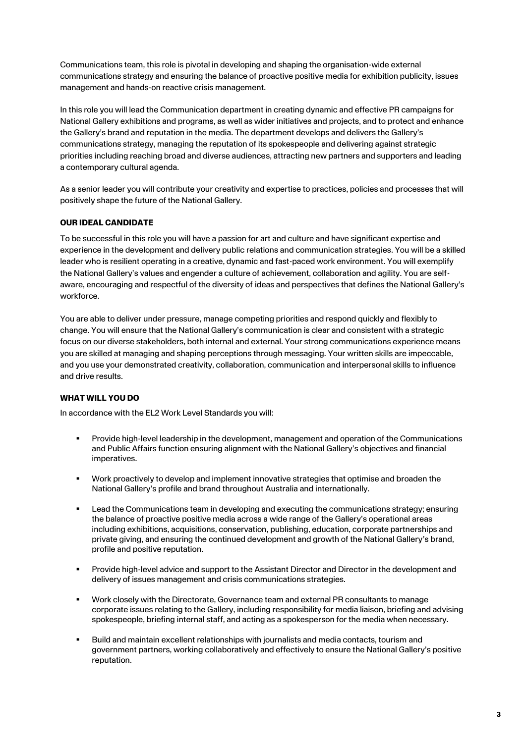Communications team, this role is pivotal in developing and shaping the organisation-wide external communications strategy and ensuring the balance of proactive positive media for exhibition publicity, issues management and hands-on reactive crisis management.

In this role you will lead the Communication department in creating dynamic and effective PR campaigns for National Gallery exhibitions and programs, as well as wider initiatives and projects, and to protect and enhance the Gallery's brand and reputation in the media. The department develops and delivers the Gallery's communications strategy, managing the reputation of its spokespeople and delivering against strategic priorities including reaching broad and diverse audiences, attracting new partners and supporters and leading a contemporary cultural agenda.

As a senior leader you will contribute your creativity and expertise to practices, policies and processes that will positively shape the future of the National Gallery.

**OUR IDEAL CANDIDATE**

To be successful in this role you will have a passion for art and culture and have significant expertise and experience in the development and delivery public relations and communication strategies. You will be a skilled leader who is resilient operating in a creative, dynamic and fast-paced work environment. You will exemplify the National Gallery's values and engender a culture of achievement, collaboration and agility. You are self-aware, encouraging and respectful of the diversity of ideas and perspectives that defines the National Gallery's workforce.

You are able to deliver under pressure, manage competing priorities and respond quickly and flexibly to change. You will ensure that the National Gallery's communication is clear and consistent with a strategic focus on our diverse stakeholders, both internal and external. Your strong communications experience means you are skilled at managing and shaping perceptions through messaging. Your written skills are impeccable, and you use your demonstrated creativity, collaboration, communication and interpersonal skills to influence and drive results.

**WHAT WILL YOU DO**

In accordance with the EL2 Work Level Standards you will:

- Provide high-level leadership in the development, management and operation of the Communications and Public Affairs function ensuring alignment with the National Gallery's objectives and financial imperatives.
- Work proactively to develop and implement innovative strategies that optimise and broaden the National Gallery's profile and brand throughout Australia and internationally.
- Lead the Communications team in developing and executing the communications strategy; ensuring the balance of proactive positive media across a wide range of the Gallery's operational areas including exhibitions, acquisitions, conservation, publishing, education, corporate partnerships and private giving, and ensuring the continued development and growth of the National Gallery's brand, profile and positive reputation.
- Provide high-level advice and support to the Assistant Director and Director in the development and delivery of issues management and crisis communications strategies.
- Work closely with the Directorate, Governance team and external PR consultants to manage corporate issues relating to the Gallery, including responsibility for media liaison, briefing and advising spokespeople, briefing internal staff, and acting as a spokesperson for the media when necessary.
- Build and maintain excellent relationships with journalists and media contacts, tourism and government partners, working collaboratively and effectively to ensure the National Gallery's positive reputation.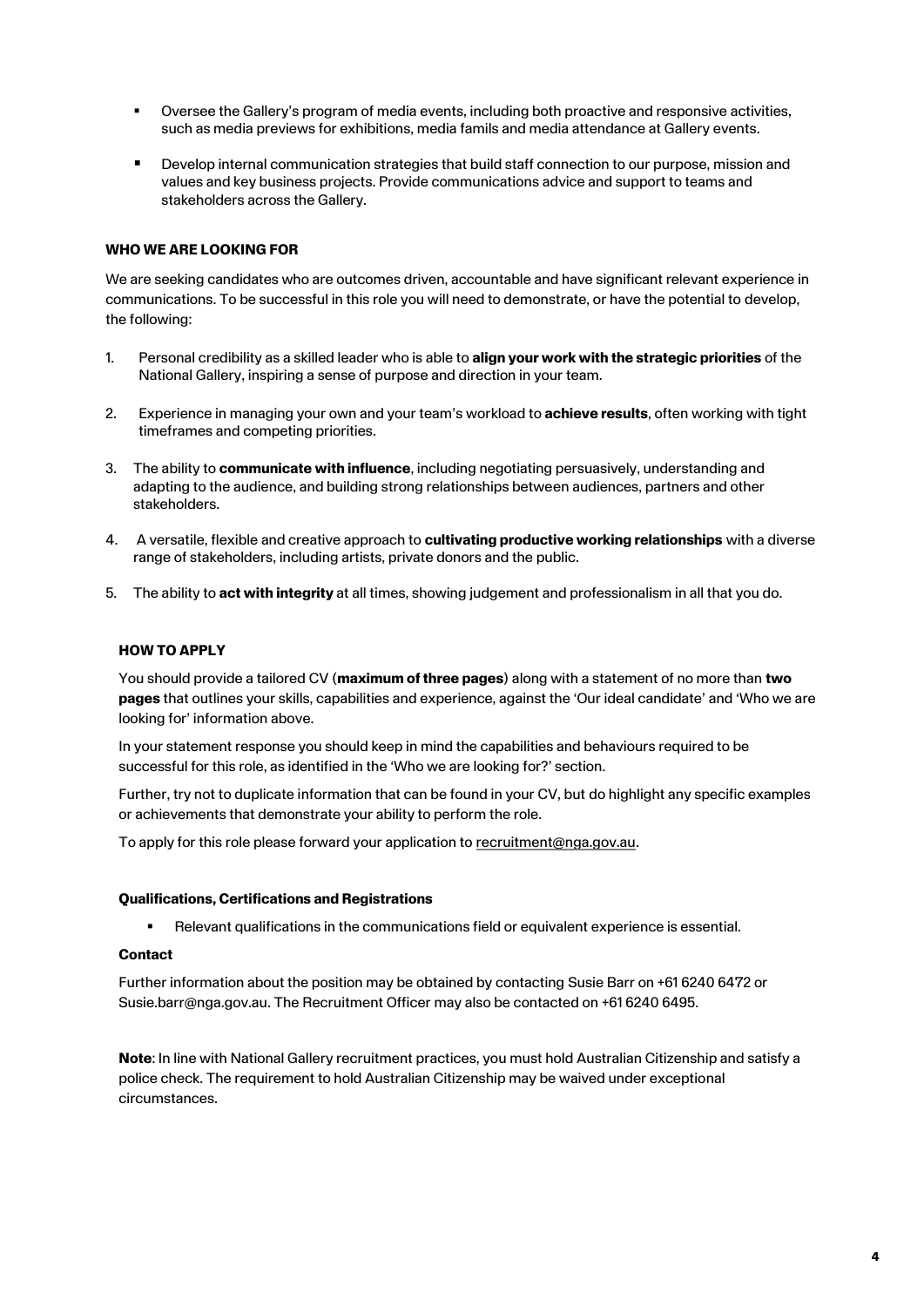- Oversee the Gallery's program of media events, including both proactive and responsive activities, such as media previews for exhibitions, media famils and media attendance at Gallery events.
- Develop internal communication strategies that build staff connection to our purpose, mission and values and key business projects. Provide communications advice and support to teams and stakeholders across the Gallery.

**WHO WE ARE LOOKING FOR**

We are seeking candidates who are outcomes driven, accountable and have significant relevant experience in communications. To be successful in this role you will need to demonstrate, or have the potential to develop, the following:

1. Personal credibility as a skilled leader who is able to **align your work with the strategic priorities** of the National Gallery, inspiring a sense of purpose and direction in your team.
2. Experience in managing your own and your team's workload to **achieve results**, often working with tight timeframes and competing priorities.
3. The ability to **communicate with influence**, including negotiating persuasively, understanding and adapting to the audience, and building strong relationships between audiences, partners and other stakeholders.
4. A versatile, flexible and creative approach to **cultivating productive working relationships** with a diverse range of stakeholders, including artists, private donors and the public.
5. The ability to **act with integrity** at all times, showing judgement and professionalism in all that you do.

**HOW TO APPLY**

You should provide a tailored CV (**maximum of three pages**) along with a statement of no more than **two pages** that outlines your skills, capabilities and experience, against the 'Our ideal candidate' and 'Who we are looking for' information above.

In your statement response you should keep in mind the capabilities and behaviours required to be successful for this role, as identified in the 'Who we are looking for?' section.

Further, try not to duplicate information that can be found in your CV, but do highlight any specific examples or achievements that demonstrate your ability to perform the role.

To apply for this role please forward your application to recruitment@nga.gov.au.

**Qualifications, Certifications and Registrations**

- Relevant qualifications in the communications field or equivalent experience is essential.

**Contact**

Further information about the position may be obtained by contacting Susie Barr on +61 6240 6472 or Susie.barr@nga.gov.au. The Recruitment Officer may also be contacted on +61 6240 6495.

**Note**: In line with National Gallery recruitment practices, you must hold Australian Citizenship and satisfy a police check. The requirement to hold Australian Citizenship may be waived under exceptional circumstances.